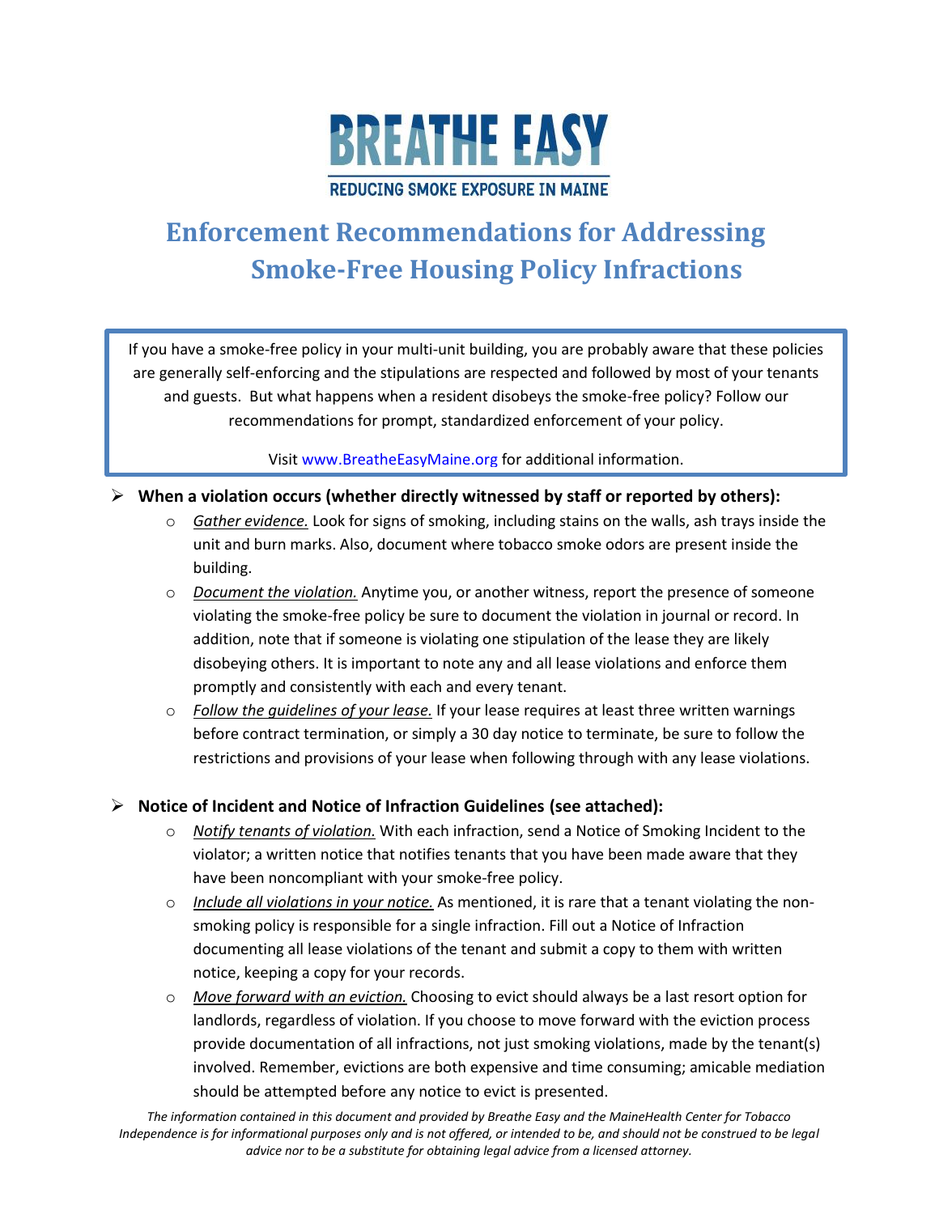BREATHE EASY

REDUCING SMOKE EXPOSURE IN MAINE

# Enforcement Recommendations for Addressing Smoke-Free Housing Policy Infractions

If you have a smoke-free policy in your multi-unit building, you are probably aware that these policies are generally self-enforcing and the stipulations are respected and followed by most of your tenants and guests. But what happens when a resident disobeys the smoke-free policy? Follow our recommendations for prompt, standardized enforcement of your policy.

Visit www.BreatheEasyMaine.org for additional information.

- **When a violation occurs (whether directly witnessed by staff or reported by others):**
  - *Gather evidence.* Look for signs of smoking, including stains on the walls, ash trays inside the unit and burn marks. Also, document where tobacco smoke odors are present inside the building.
  - *Document the violation.* Anytime you, or another witness, report the presence of someone violating the smoke-free policy be sure to document the violation in journal or record. In addition, note that if someone is violating one stipulation of the lease they are likely disobeying others. It is important to note any and all lease violations and enforce them promptly and consistently with each and every tenant.
  - *Follow the guidelines of your lease.* If your lease requires at least three written warnings before contract termination, or simply a 30 day notice to terminate, be sure to follow the restrictions and provisions of your lease when following through with any lease violations.

- **Notice of Incident and Notice of Infraction Guidelines (see attached):**
  - *Notify tenants of violation.* With each infraction, send a Notice of Smoking Incident to the violator; a written notice that notifies tenants that you have been made aware that they have been noncompliant with your smoke-free policy.
  - *Include all violations in your notice.* As mentioned, it is rare that a tenant violating the non-smoking policy is responsible for a single infraction. Fill out a Notice of Infraction documenting all lease violations of the tenant and submit a copy to them with written notice, keeping a copy for your records.
  - *Move forward with an eviction.* Choosing to evict should always be a last resort option for landlords, regardless of violation. If you choose to move forward with the eviction process provide documentation of all infractions, not just smoking violations, made by the tenant(s) involved. Remember, evictions are both expensive and time consuming; amicable mediation should be attempted before any notice to evict is presented.

*The information contained in this document and provided by Breathe Easy and the MaineHealth Center for Tobacco Independence is for informational purposes only and is not offered, or intended to be, and should not be construed to be legal advice nor to be a substitute for obtaining legal advice from a licensed attorney.*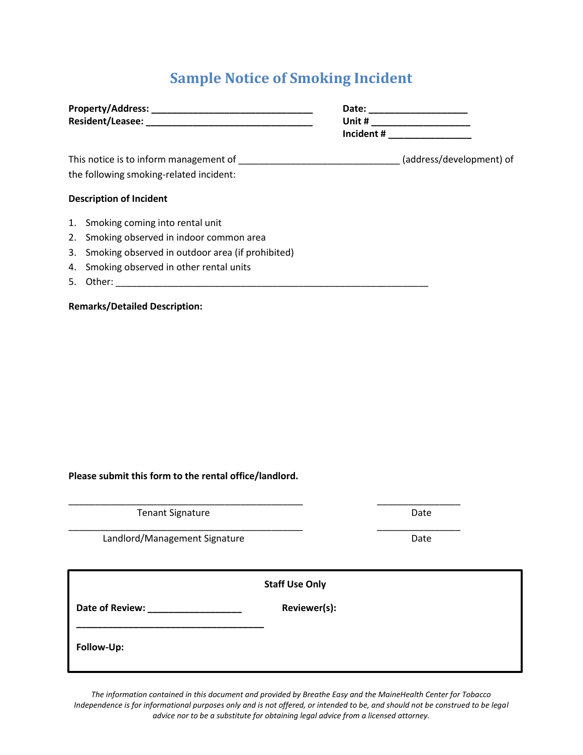# Sample Notice of Smoking Incident

**Property/Address: ______________________________**
**Resident/Leasee: _______________________________**

**Date: __________________**
**Unit # __________________**
**Incident # _______________**

This notice is to inform management of _____________________________ (address/development) of the following smoking-related incident:

**Description of Incident**

1. Smoking coming into rental unit
2. Smoking observed in indoor common area
3. Smoking observed in outdoor area (if prohibited)
4. Smoking observed in other rental units
5. Other: _________________________________________________________

**Remarks/Detailed Description:**

**Please submit this form to the rental office/landlord.**

_____________________________________________ Tenant Signature

_______________ Date

_____________________________________________ Landlord/Management Signature

_______________ Date

**Staff Use Only**

**Date of Review: _________________**

**Reviewer(s):** ___________________________________

**Follow-Up:**

*The information contained in this document and provided by Breathe Easy and the MaineHealth Center for Tobacco Independence is for informational purposes only and is not offered, or intended to be, and should not be construed to be legal advice nor to be a substitute for obtaining legal advice from a licensed attorney.*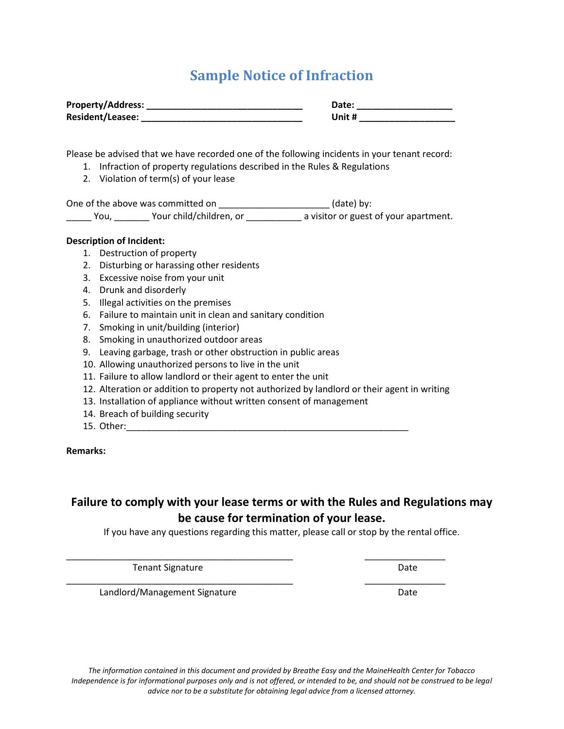# Sample Notice of Infraction

**Property/Address:** _______________________________ **Date:** ___________________
**Resident/Leasee:** ________________________________ **Unit #** ___________________

Please be advised that we have recorded one of the following incidents in your tenant record:

1. Infraction of property regulations described in the Rules & Regulations
2. Violation of term(s) of your lease

One of the above was committed on _____________________ (date) by:
_____ You, _______ Your child/children, or ___________ a visitor or guest of your apartment.

**Description of Incident:**

1. Destruction of property
2. Disturbing or harassing other residents
3. Excessive noise from your unit
4. Drunk and disorderly
5. Illegal activities on the premises
6. Failure to maintain unit in clean and sanitary condition
7. Smoking in unit/building (interior)
8. Smoking in unauthorized outdoor areas
9. Leaving garbage, trash or other obstruction in public areas
10. Allowing unauthorized persons to live in the unit
11. Failure to allow landlord or their agent to enter the unit
12. Alteration or addition to property not authorized by landlord or their agent in writing
13. Installation of appliance without written consent of management
14. Breach of building security
15. Other:_________________________________________________________

**Remarks:**

**Failure to comply with your lease terms or with the Rules and Regulations may be cause for termination of your lease.**

If you have any questions regarding this matter, please call or stop by the rental office.

_____________________________________________ _______________
Tenant Signature Date

_____________________________________________ _______________
Landlord/Management Signature Date

*The information contained in this document and provided by Breathe Easy and the MaineHealth Center for Tobacco Independence is for informational purposes only and is not offered, or intended to be, and should not be construed to be legal advice nor to be a substitute for obtaining legal advice from a licensed attorney.*